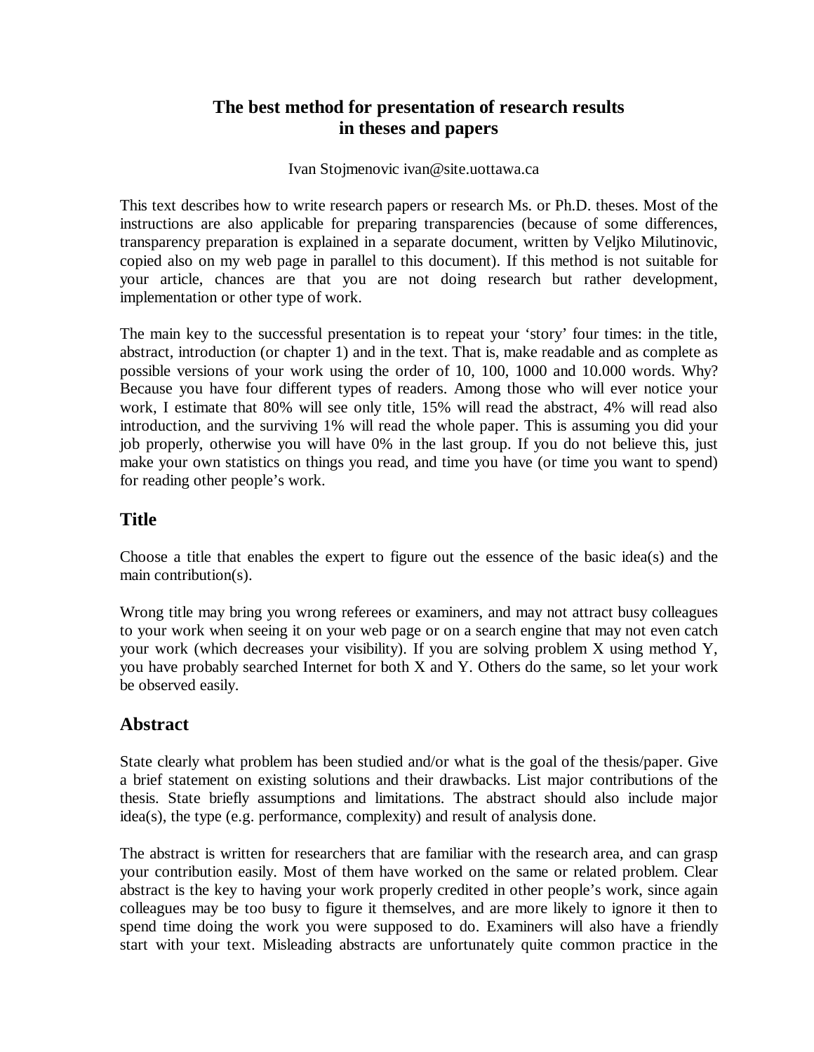# The best method for presentation of research results in theses and papers

Ivan Stojmenovic ivan@site.uottawa.ca

This text describes how to write research papers or research Ms. or Ph.D. theses. Most of the instructions are also applicable for preparing transparencies (because of some differences, transparency preparation is explained in a separate document, written by Veljko Milutinovic, copied also on my web page in parallel to this document). If this method is not suitable for your article, chances are that you are not doing research but rather development, implementation or other type of work.

The main key to the successful presentation is to repeat your 'story' four times: in the title, abstract, introduction (or chapter 1) and in the text. That is, make readable and as complete as possible versions of your work using the order of 10, 100, 1000 and 10.000 words. Why? Because you have four different types of readers. Among those who will ever notice your work, I estimate that 80% will see only title, 15% will read the abstract, 4% will read also introduction, and the surviving 1% will read the whole paper. This is assuming you did your job properly, otherwise you will have 0% in the last group. If you do not believe this, just make your own statistics on things you read, and time you have (or time you want to spend) for reading other people's work.

## Title

Choose a title that enables the expert to figure out the essence of the basic idea(s) and the main contribution(s).

Wrong title may bring you wrong referees or examiners, and may not attract busy colleagues to your work when seeing it on your web page or on a search engine that may not even catch your work (which decreases your visibility). If you are solving problem X using method Y, you have probably searched Internet for both X and Y. Others do the same, so let your work be observed easily.

## Abstract

State clearly what problem has been studied and/or what is the goal of the thesis/paper. Give a brief statement on existing solutions and their drawbacks. List major contributions of the thesis. State briefly assumptions and limitations. The abstract should also include major idea(s), the type (e.g. performance, complexity) and result of analysis done.

The abstract is written for researchers that are familiar with the research area, and can grasp your contribution easily. Most of them have worked on the same or related problem. Clear abstract is the key to having your work properly credited in other people's work, since again colleagues may be too busy to figure it themselves, and are more likely to ignore it then to spend time doing the work you were supposed to do. Examiners will also have a friendly start with your text. Misleading abstracts are unfortunately quite common practice in the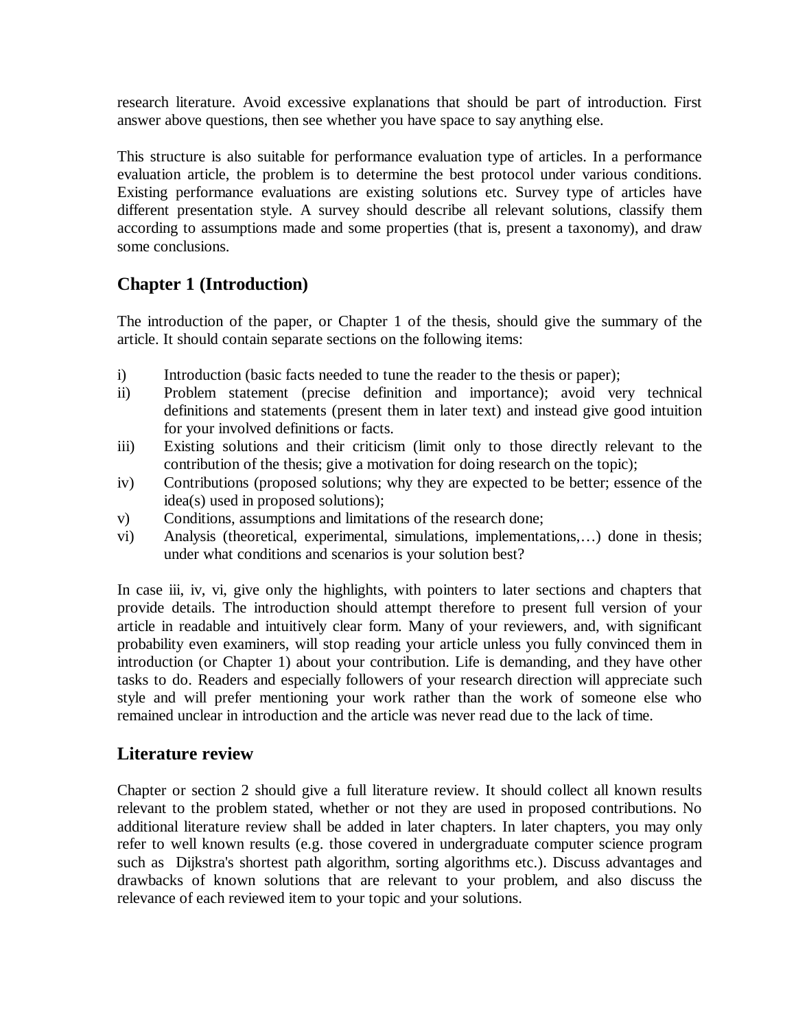research literature. Avoid excessive explanations that should be part of introduction. First answer above questions, then see whether you have space to say anything else.

This structure is also suitable for performance evaluation type of articles. In a performance evaluation article, the problem is to determine the best protocol under various conditions. Existing performance evaluations are existing solutions etc. Survey type of articles have different presentation style. A survey should describe all relevant solutions, classify them according to assumptions made and some properties (that is, present a taxonomy), and draw some conclusions.

## Chapter 1 (Introduction)

The introduction of the paper, or Chapter 1 of the thesis, should give the summary of the article. It should contain separate sections on the following items:

i) Introduction (basic facts needed to tune the reader to the thesis or paper);
ii) Problem statement (precise definition and importance); avoid very technical definitions and statements (present them in later text) and instead give good intuition for your involved definitions or facts.
iii) Existing solutions and their criticism (limit only to those directly relevant to the contribution of the thesis; give a motivation for doing research on the topic);
iv) Contributions (proposed solutions; why they are expected to be better; essence of the idea(s) used in proposed solutions);
v) Conditions, assumptions and limitations of the research done;
vi) Analysis (theoretical, experimental, simulations, implementations,…) done in thesis; under what conditions and scenarios is your solution best?

In case iii, iv, vi, give only the highlights, with pointers to later sections and chapters that provide details. The introduction should attempt therefore to present full version of your article in readable and intuitively clear form. Many of your reviewers, and, with significant probability even examiners, will stop reading your article unless you fully convinced them in introduction (or Chapter 1) about your contribution. Life is demanding, and they have other tasks to do. Readers and especially followers of your research direction will appreciate such style and will prefer mentioning your work rather than the work of someone else who remained unclear in introduction and the article was never read due to the lack of time.

## Literature review

Chapter or section 2 should give a full literature review. It should collect all known results relevant to the problem stated, whether or not they are used in proposed contributions. No additional literature review shall be added in later chapters. In later chapters, you may only refer to well known results (e.g. those covered in undergraduate computer science program such as Dijkstra's shortest path algorithm, sorting algorithms etc.). Discuss advantages and drawbacks of known solutions that are relevant to your problem, and also discuss the relevance of each reviewed item to your topic and your solutions.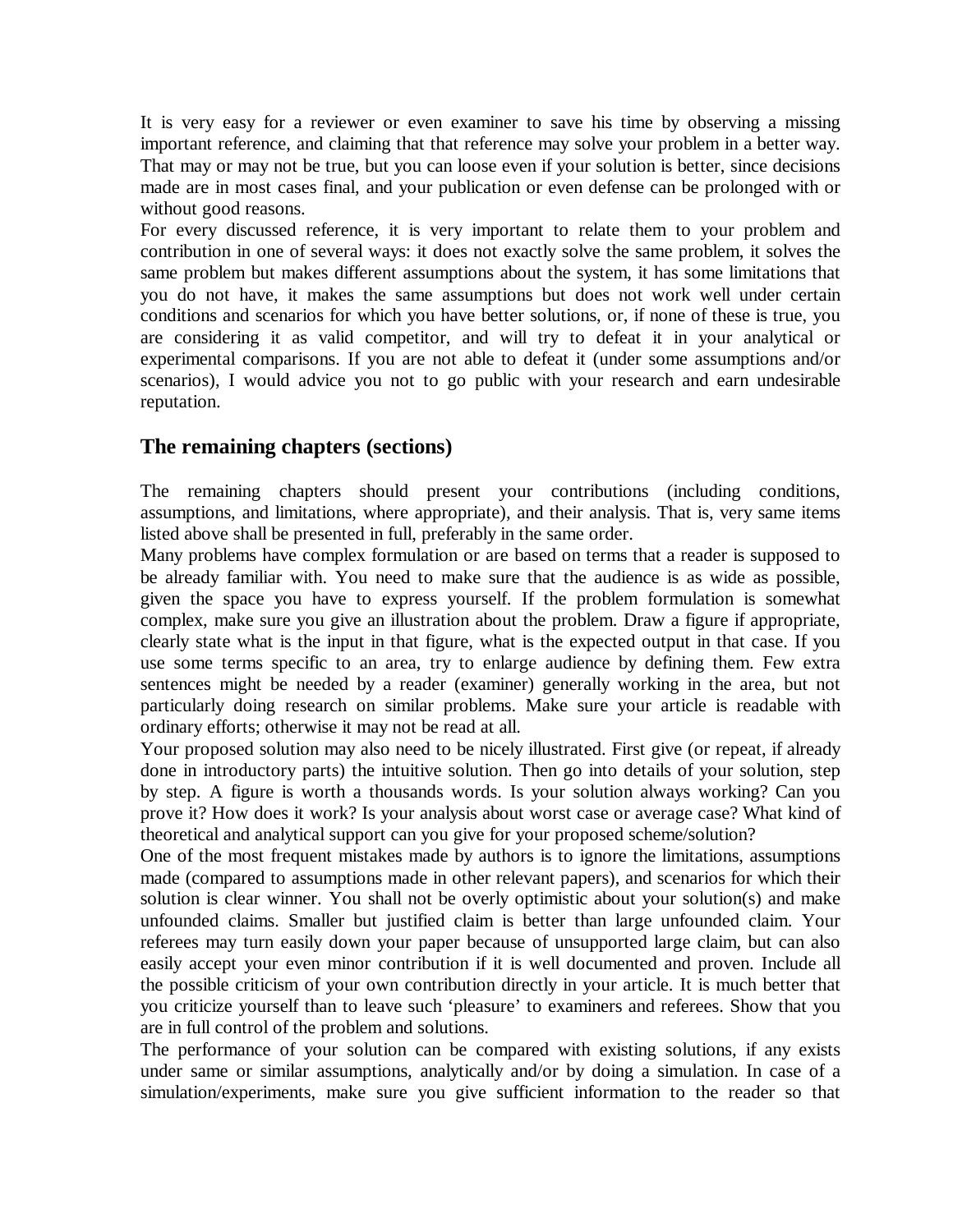It is very easy for a reviewer or even examiner to save his time by observing a missing important reference, and claiming that that reference may solve your problem in a better way. That may or may not be true, but you can loose even if your solution is better, since decisions made are in most cases final, and your publication or even defense can be prolonged with or without good reasons.

For every discussed reference, it is very important to relate them to your problem and contribution in one of several ways: it does not exactly solve the same problem, it solves the same problem but makes different assumptions about the system, it has some limitations that you do not have, it makes the same assumptions but does not work well under certain conditions and scenarios for which you have better solutions, or, if none of these is true, you are considering it as valid competitor, and will try to defeat it in your analytical or experimental comparisons. If you are not able to defeat it (under some assumptions and/or scenarios), I would advice you not to go public with your research and earn undesirable reputation.

## The remaining chapters (sections)

The remaining chapters should present your contributions (including conditions, assumptions, and limitations, where appropriate), and their analysis. That is, very same items listed above shall be presented in full, preferably in the same order.

Many problems have complex formulation or are based on terms that a reader is supposed to be already familiar with. You need to make sure that the audience is as wide as possible, given the space you have to express yourself. If the problem formulation is somewhat complex, make sure you give an illustration about the problem. Draw a figure if appropriate, clearly state what is the input in that figure, what is the expected output in that case. If you use some terms specific to an area, try to enlarge audience by defining them. Few extra sentences might be needed by a reader (examiner) generally working in the area, but not particularly doing research on similar problems. Make sure your article is readable with ordinary efforts; otherwise it may not be read at all.

Your proposed solution may also need to be nicely illustrated. First give (or repeat, if already done in introductory parts) the intuitive solution. Then go into details of your solution, step by step. A figure is worth a thousands words. Is your solution always working? Can you prove it? How does it work? Is your analysis about worst case or average case? What kind of theoretical and analytical support can you give for your proposed scheme/solution?

One of the most frequent mistakes made by authors is to ignore the limitations, assumptions made (compared to assumptions made in other relevant papers), and scenarios for which their solution is clear winner. You shall not be overly optimistic about your solution(s) and make unfounded claims. Smaller but justified claim is better than large unfounded claim. Your referees may turn easily down your paper because of unsupported large claim, but can also easily accept your even minor contribution if it is well documented and proven. Include all the possible criticism of your own contribution directly in your article. It is much better that you criticize yourself than to leave such 'pleasure' to examiners and referees. Show that you are in full control of the problem and solutions.

The performance of your solution can be compared with existing solutions, if any exists under same or similar assumptions, analytically and/or by doing a simulation. In case of a simulation/experiments, make sure you give sufficient information to the reader so that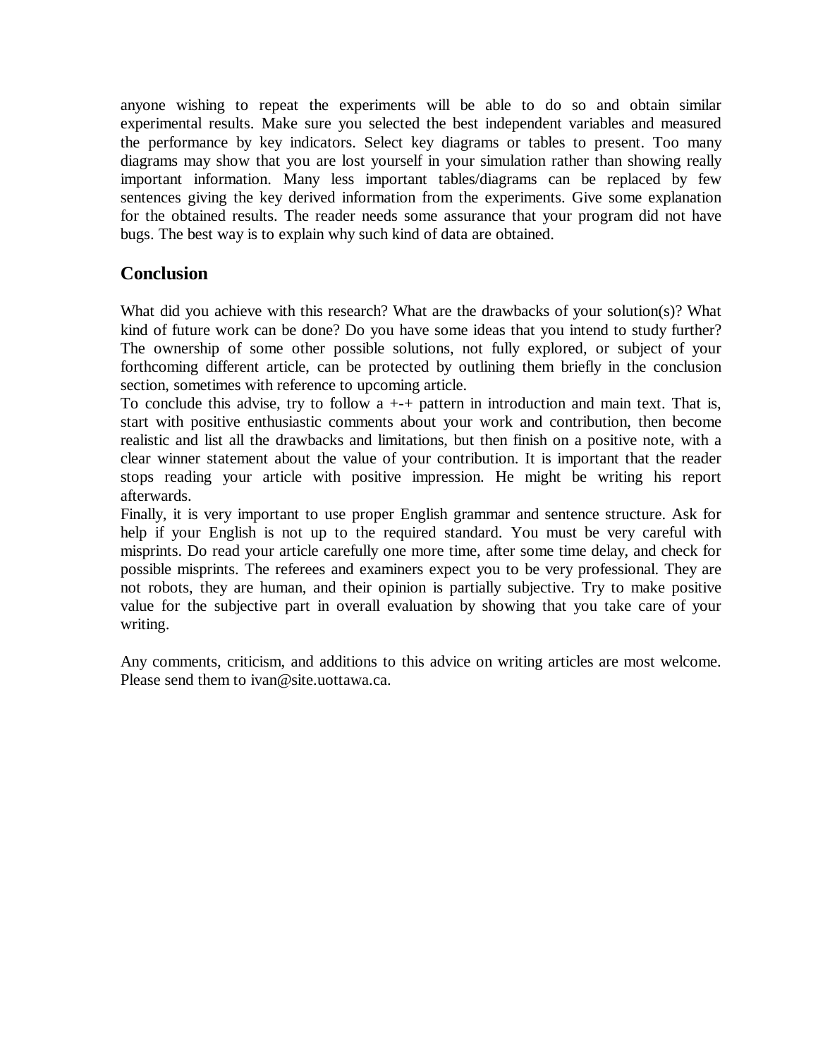anyone wishing to repeat the experiments will be able to do so and obtain similar experimental results. Make sure you selected the best independent variables and measured the performance by key indicators. Select key diagrams or tables to present. Too many diagrams may show that you are lost yourself in your simulation rather than showing really important information. Many less important tables/diagrams can be replaced by few sentences giving the key derived information from the experiments. Give some explanation for the obtained results. The reader needs some assurance that your program did not have bugs. The best way is to explain why such kind of data are obtained.

## Conclusion

What did you achieve with this research? What are the drawbacks of your solution(s)? What kind of future work can be done? Do you have some ideas that you intend to study further? The ownership of some other possible solutions, not fully explored, or subject of your forthcoming different article, can be protected by outlining them briefly in the conclusion section, sometimes with reference to upcoming article.

To conclude this advise, try to follow a +-+ pattern in introduction and main text. That is, start with positive enthusiastic comments about your work and contribution, then become realistic and list all the drawbacks and limitations, but then finish on a positive note, with a clear winner statement about the value of your contribution. It is important that the reader stops reading your article with positive impression. He might be writing his report afterwards.

Finally, it is very important to use proper English grammar and sentence structure. Ask for help if your English is not up to the required standard. You must be very careful with misprints. Do read your article carefully one more time, after some time delay, and check for possible misprints. The referees and examiners expect you to be very professional. They are not robots, they are human, and their opinion is partially subjective. Try to make positive value for the subjective part in overall evaluation by showing that you take care of your writing.

Any comments, criticism, and additions to this advice on writing articles are most welcome. Please send them to ivan@site.uottawa.ca.